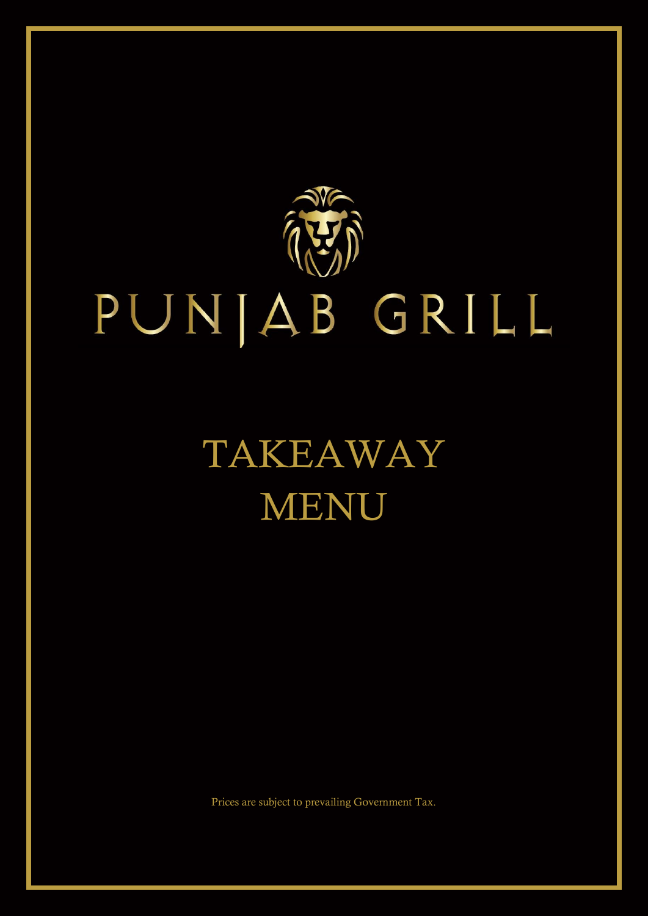# PUNJAB GRILL

## TAKEAWAY MENU

Prices are subject to prevailing Government Tax.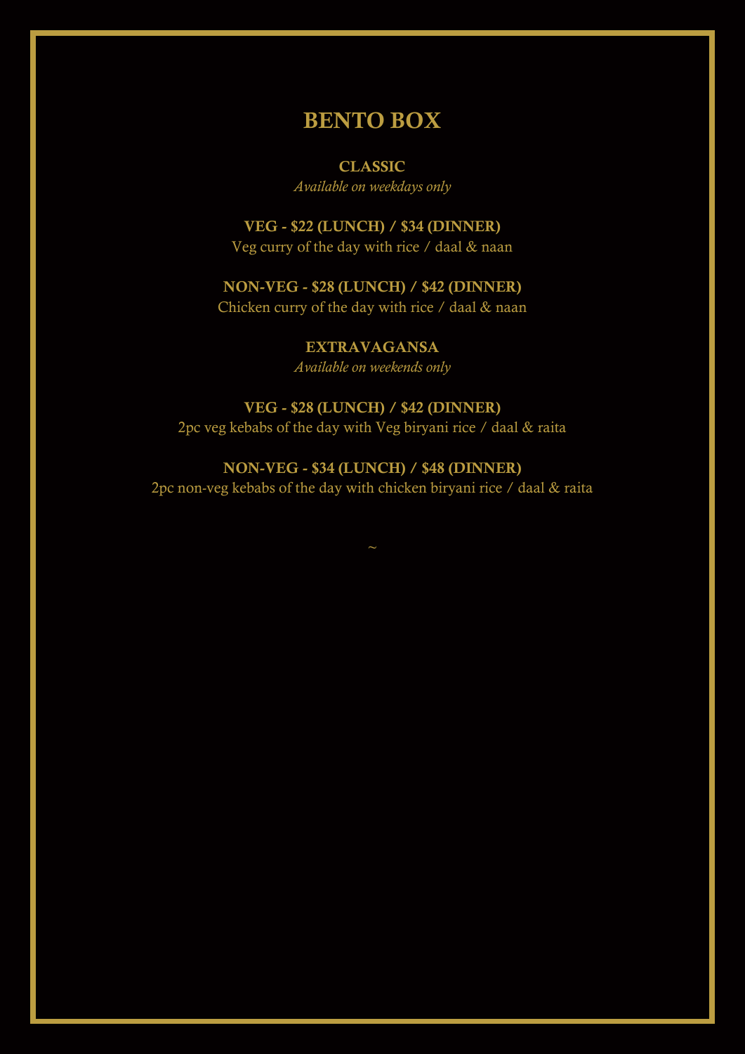# BENTO BOX

## CLASSIC

*Available on weekdays only*

**VEG - $22 (LUNCH) / $34 (DINNER)**

Veg curry of the day with rice / daal & naan

**NON-VEG - $28 (LUNCH) / $42 (DINNER)**

Chicken curry of the day with rice / daal & naan

## EXTRAVAGANSA

*Available on weekends only*

**VEG - $28 (LUNCH) / $42 (DINNER)**

2pc veg kebabs of the day with Veg biryani rice / daal & raita

**NON-VEG - $34 (LUNCH) / $48 (DINNER)**

2pc non-veg kebabs of the day with chicken biryani rice / daal & raita

~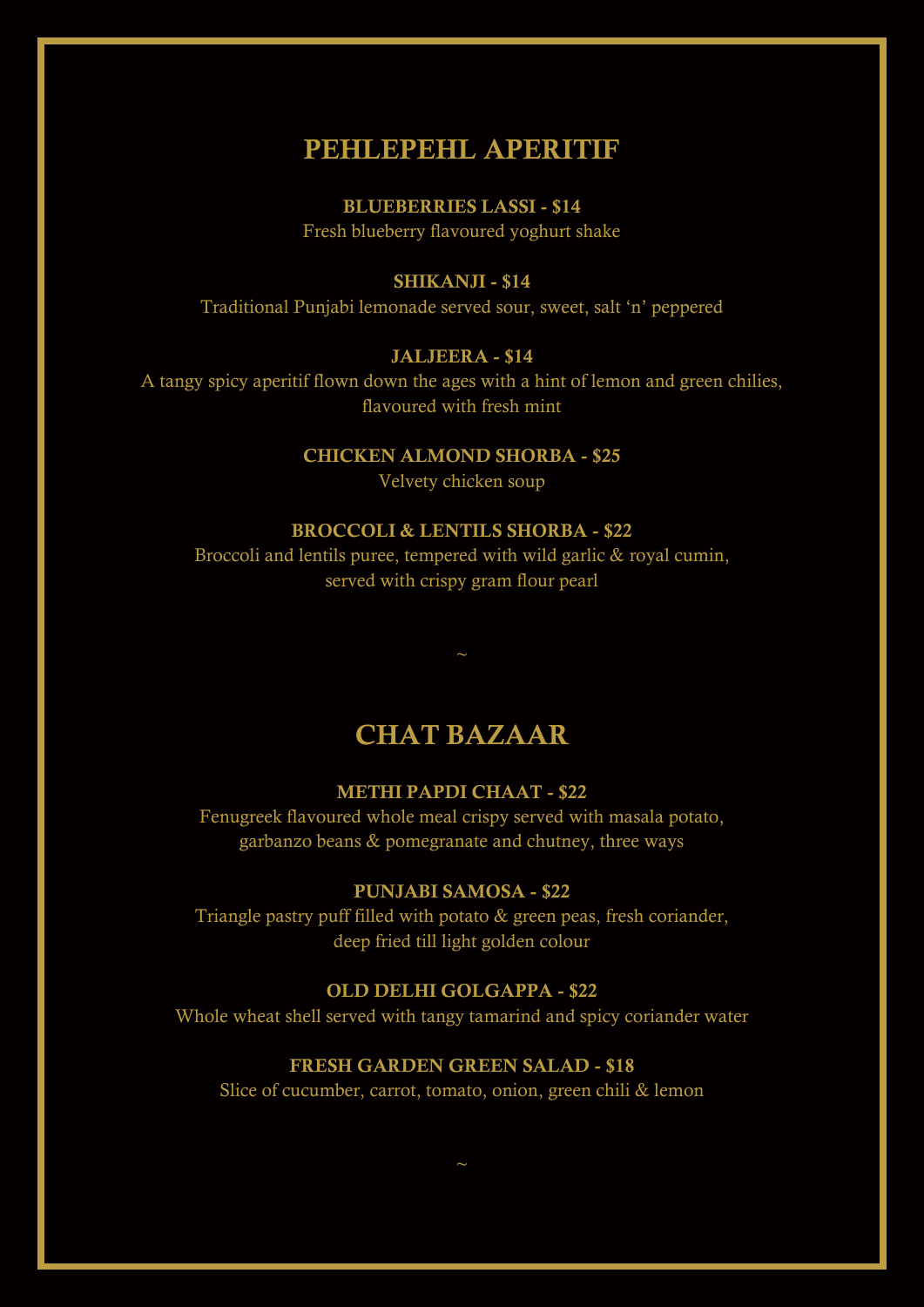# PEHLEPEHL APERITIF

**BLUEBERRIES LASSI - $14**
Fresh blueberry flavoured yoghurt shake

**SHIKANJI - $14**
Traditional Punjabi lemonade served sour, sweet, salt 'n' peppered

**JALJEERA - $14**
A tangy spicy aperitif flown down the ages with a hint of lemon and green chilies, flavoured with fresh mint

**CHICKEN ALMOND SHORBA - $25**
Velvety chicken soup

**BROCCOLI & LENTILS SHORBA - $22**
Broccoli and lentils puree, tempered with wild garlic & royal cumin, served with crispy gram flour pearl

~

# CHAT BAZAAR

**METHI PAPDI CHAAT - $22**
Fenugreek flavoured whole meal crispy served with masala potato, garbanzo beans & pomegranate and chutney, three ways

**PUNJABI SAMOSA - $22**
Triangle pastry puff filled with potato & green peas, fresh coriander, deep fried till light golden colour

**OLD DELHI GOLGAPPA - $22**
Whole wheat shell served with tangy tamarind and spicy coriander water

**FRESH GARDEN GREEN SALAD - $18**
Slice of cucumber, carrot, tomato, onion, green chili & lemon

~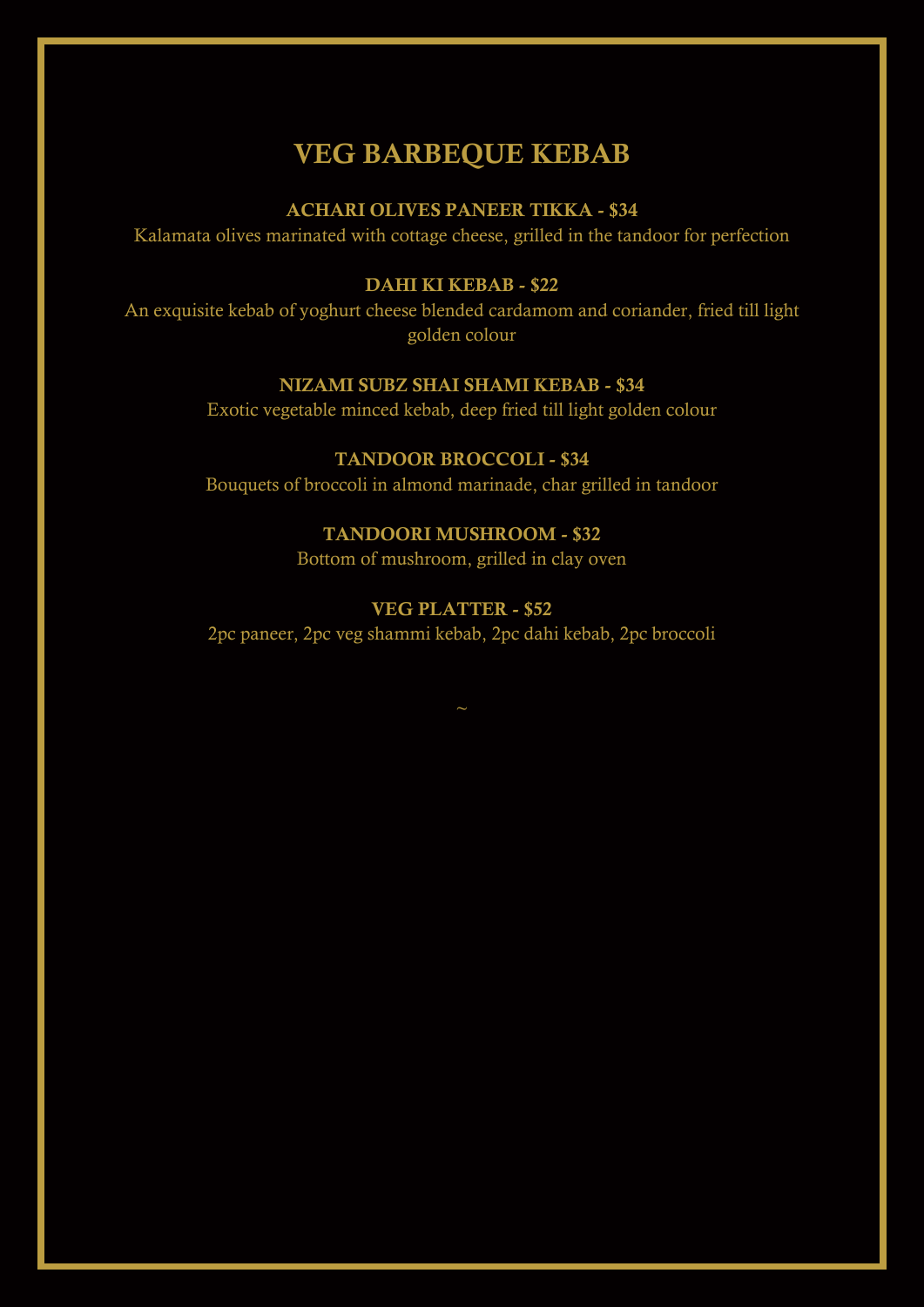# VEG BARBEQUE KEBAB

**ACHARI OLIVES PANEER TIKKA - $34**

Kalamata olives marinated with cottage cheese, grilled in the tandoor for perfection

**DAHI KI KEBAB - $22**

An exquisite kebab of yoghurt cheese blended cardamom and coriander, fried till light golden colour

**NIZAMI SUBZ SHAI SHAMI KEBAB - $34**

Exotic vegetable minced kebab, deep fried till light golden colour

**TANDOOR BROCCOLI - $34**

Bouquets of broccoli in almond marinade, char grilled in tandoor

**TANDOORI MUSHROOM - $32**

Bottom of mushroom, grilled in clay oven

**VEG PLATTER - $52**

2pc paneer, 2pc veg shammi kebab, 2pc dahi kebab, 2pc broccoli

~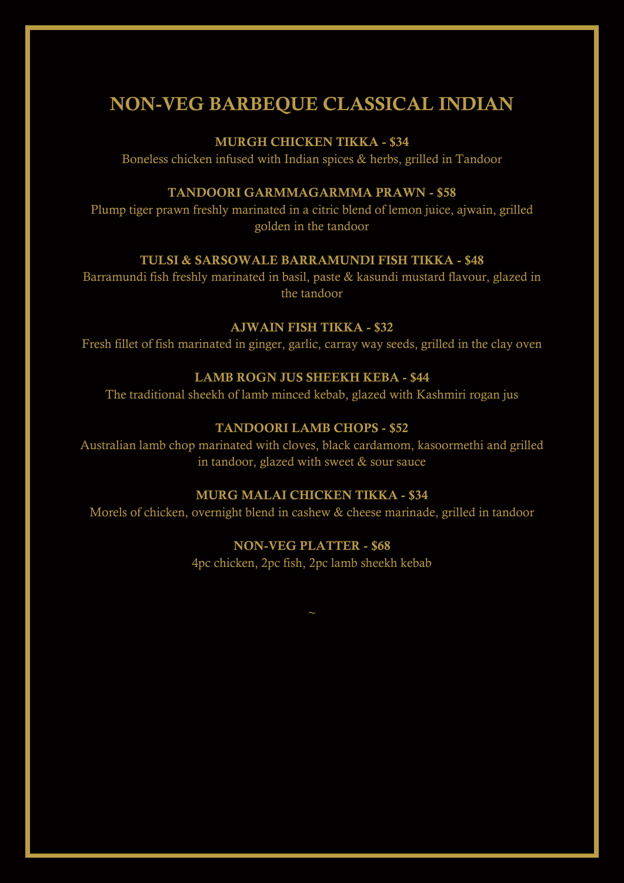# NON-VEG BARBEQUE CLASSICAL INDIAN

**MURGH CHICKEN TIKKA - $34**

Boneless chicken infused with Indian spices & herbs, grilled in Tandoor

**TANDOORI GARMMAGARMMA PRAWN - $58**

Plump tiger prawn freshly marinated in a citric blend of lemon juice, ajwain, grilled golden in the tandoor

**TULSI & SARSOWALE BARRAMUNDI FISH TIKKA - $48**

Barramundi fish freshly marinated in basil, paste & kasundi mustard flavour, glazed in the tandoor

**AJWAIN FISH TIKKA - $32**

Fresh fillet of fish marinated in ginger, garlic, carray way seeds, grilled in the clay oven

**LAMB ROGN JUS SHEEKH KEBA - $44**

The traditional sheekh of lamb minced kebab, glazed with Kashmiri rogan jus

**TANDOORI LAMB CHOPS - $52**

Australian lamb chop marinated with cloves, black cardamom, kasoormethi and grilled in tandoor, glazed with sweet & sour sauce

**MURG MALAI CHICKEN TIKKA - $34**

Morels of chicken, overnight blend in cashew & cheese marinade, grilled in tandoor

**NON-VEG PLATTER - $68**

4pc chicken, 2pc fish, 2pc lamb sheekh kebab

~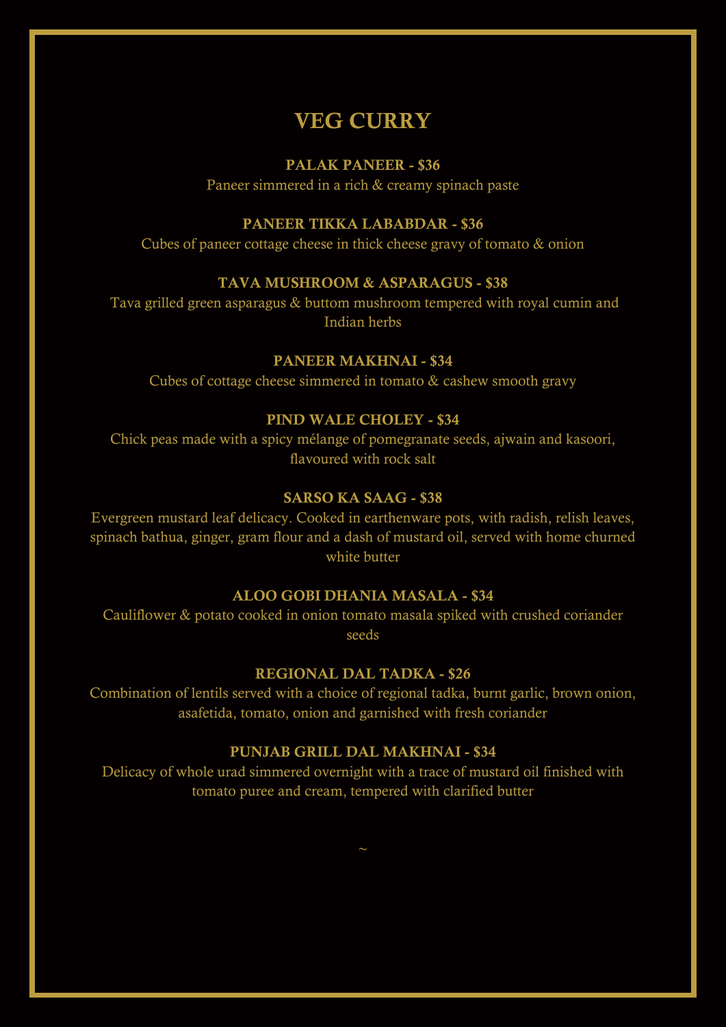# VEG CURRY

**PALAK PANEER - $36**
Paneer simmered in a rich & creamy spinach paste

**PANEER TIKKA LABABDAR - $36**
Cubes of paneer cottage cheese in thick cheese gravy of tomato & onion

**TAVA MUSHROOM & ASPARAGUS - $38**
Tava grilled green asparagus & buttom mushroom tempered with royal cumin and Indian herbs

**PANEER MAKHNAI - $34**
Cubes of cottage cheese simmered in tomato & cashew smooth gravy

**PIND WALE CHOLEY - $34**
Chick peas made with a spicy mélange of pomegranate seeds, ajwain and kasoori, flavoured with rock salt

**SARSO KA SAAG - $38**
Evergreen mustard leaf delicacy. Cooked in earthenware pots, with radish, relish leaves, spinach bathua, ginger, gram flour and a dash of mustard oil, served with home churned white butter

**ALOO GOBI DHANIA MASALA - $34**
Cauliflower & potato cooked in onion tomato masala spiked with crushed coriander seeds

**REGIONAL DAL TADKA - $26**
Combination of lentils served with a choice of regional tadka, burnt garlic, brown onion, asafetida, tomato, onion and garnished with fresh coriander

**PUNJAB GRILL DAL MAKHNAI - $34**
Delicacy of whole urad simmered overnight with a trace of mustard oil finished with tomato puree and cream, tempered with clarified butter

~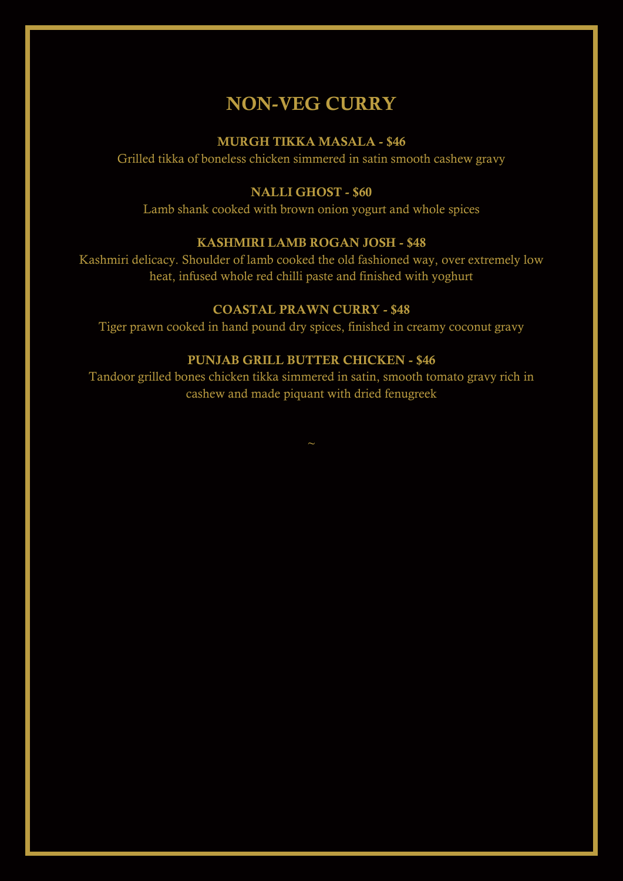# NON-VEG CURRY

**MURGH TIKKA MASALA - $46**

Grilled tikka of boneless chicken simmered in satin smooth cashew gravy

**NALLI GHOST - $60**

Lamb shank cooked with brown onion yogurt and whole spices

**KASHMIRI LAMB ROGAN JOSH - $48**

Kashmiri delicacy. Shoulder of lamb cooked the old fashioned way, over extremely low heat, infused whole red chilli paste and finished with yoghurt

**COASTAL PRAWN CURRY - $48**

Tiger prawn cooked in hand pound dry spices, finished in creamy coconut gravy

**PUNJAB GRILL BUTTER CHICKEN - $46**

Tandoor grilled bones chicken tikka simmered in satin, smooth tomato gravy rich in cashew and made piquant with dried fenugreek

~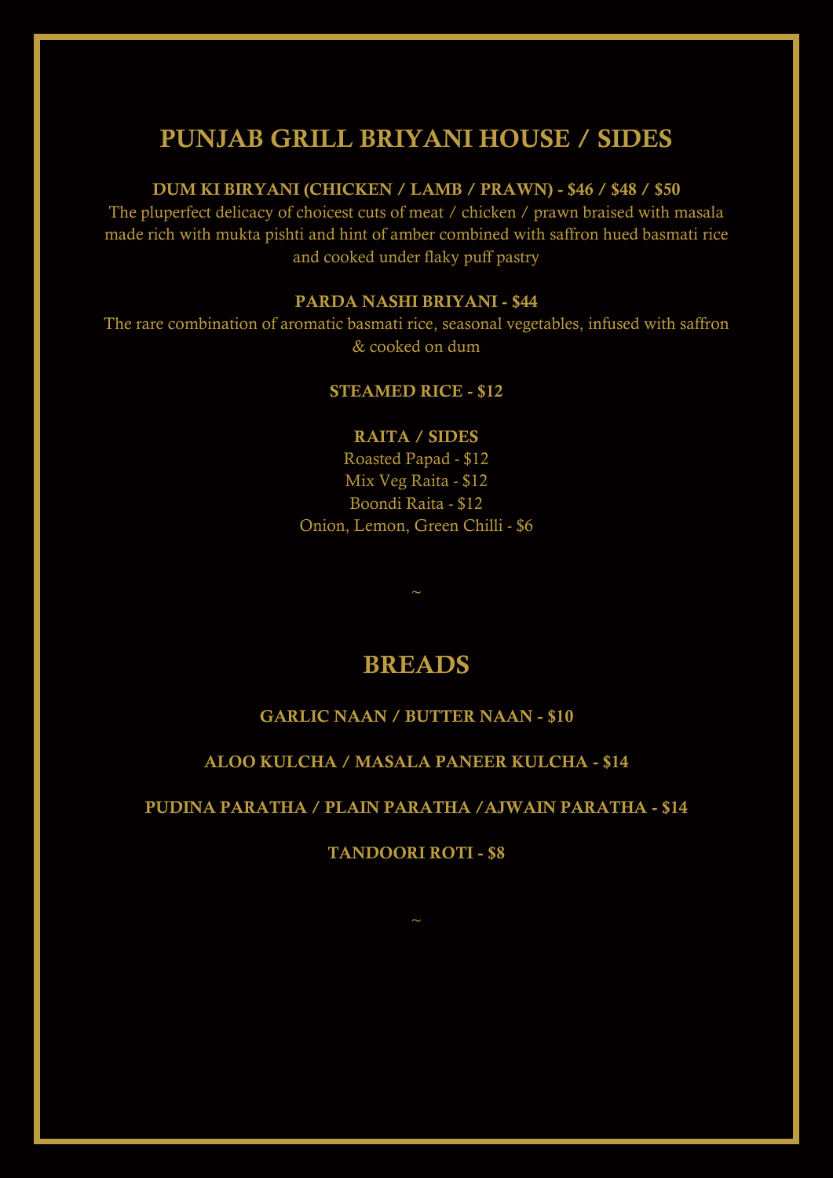# PUNJAB GRILL BRIYANI HOUSE / SIDES

**DUM KI BIRYANI (CHICKEN / LAMB / PRAWN) - $46 / $48 / $50**

The pluperfect delicacy of choicest cuts of meat / chicken / prawn braised with masala made rich with mukta pishti and hint of amber combined with saffron hued basmati rice and cooked under flaky puff pastry

**PARDA NASHI BRIYANI - $44**

The rare combination of aromatic basmati rice, seasonal vegetables, infused with saffron & cooked on dum

**STEAMED RICE - $12**

**RAITA / SIDES**

Roasted Papad - $12

Mix Veg Raita - $12

Boondi Raita - $12

Onion, Lemon, Green Chilli - $6

~

# BREADS

**GARLIC NAAN / BUTTER NAAN - $10**

**ALOO KULCHA / MASALA PANEER KULCHA - $14**

**PUDINA PARATHA / PLAIN PARATHA /AJWAIN PARATHA - $14**

**TANDOORI ROTI - $8**

~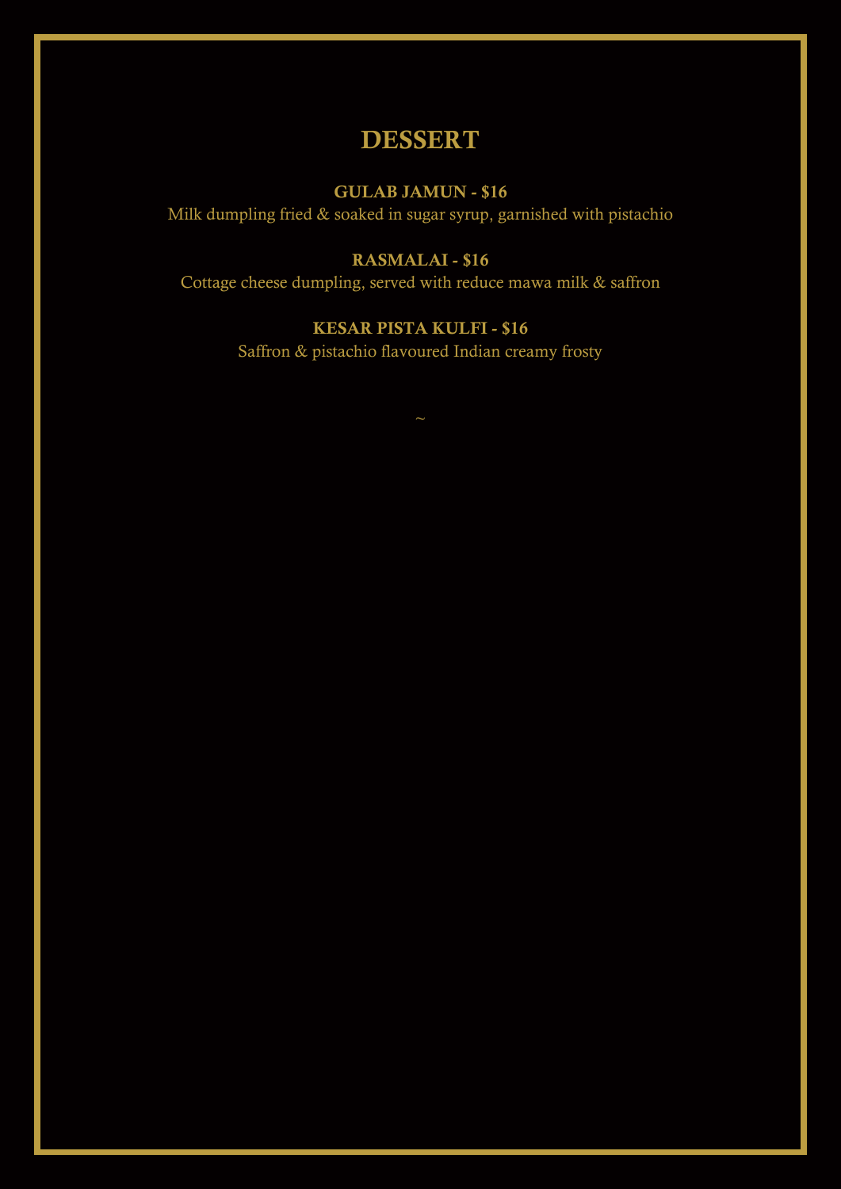# DESSERT

**GULAB JAMUN - $16**

Milk dumpling fried & soaked in sugar syrup, garnished with pistachio

**RASMALAI - $16**

Cottage cheese dumpling, served with reduce mawa milk & saffron

**KESAR PISTA KULFI - $16**

Saffron & pistachio flavoured Indian creamy frosty

~